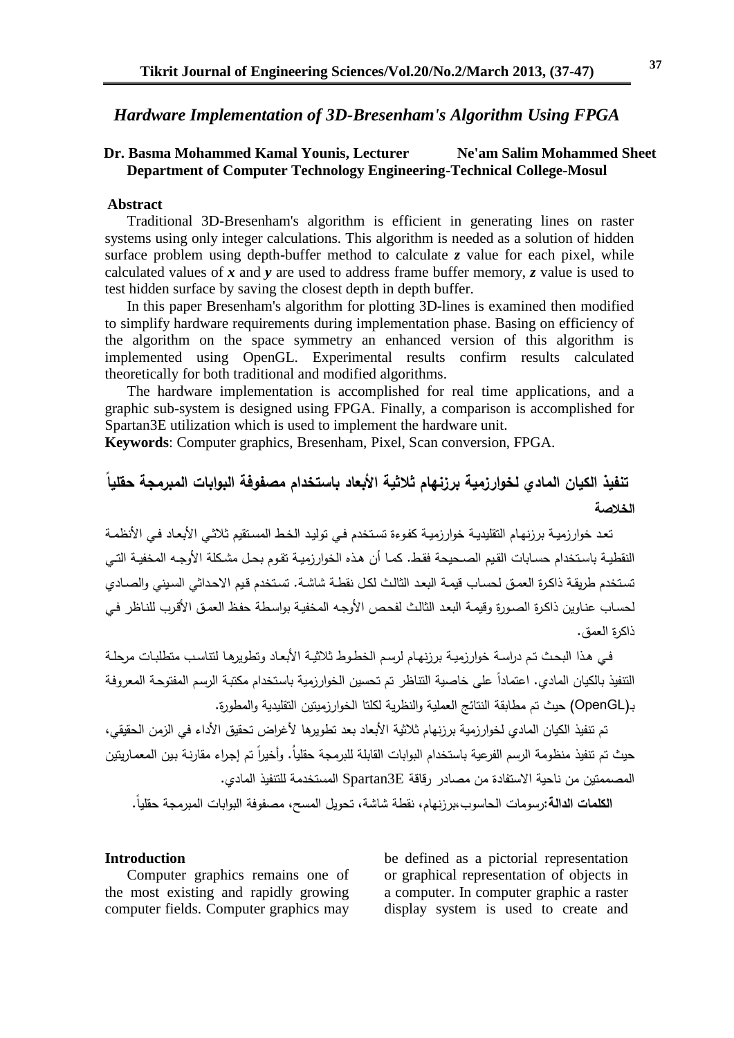# Hardware Implementation of 3D-Bresenham's Algorithm Using FPGA

**Dr. Basma Mohammed Kamal Younis, Lecturer** **Ne'am Salim Mohammed Sheet**
**Department of Computer Technology Engineering-Technical College-Mosul**

## Abstract

Traditional 3D-Bresenham's algorithm is efficient in generating lines on raster systems using only integer calculations. This algorithm is needed as a solution of hidden surface problem using depth-buffer method to calculate $z$ value for each pixel, while calculated values of $x$ and $y$ are used to address frame buffer memory, $z$ value is used to test hidden surface by saving the closest depth in depth buffer.

In this paper Bresenham's algorithm for plotting 3D-lines is examined then modified to simplify hardware requirements during implementation phase. Basing on efficiency of the algorithm on the space symmetry an enhanced version of this algorithm is implemented using OpenGL. Experimental results confirm results calculated theoretically for both traditional and modified algorithms.

The hardware implementation is accomplished for real time applications, and a graphic sub-system is designed using FPGA. Finally, a comparison is accomplished for Spartan3E utilization which is used to implement the hardware unit.

**Keywords**: Computer graphics, Bresenham, Pixel, Scan conversion, FPGA.

## تنفيذ الكيان المادي لخوارزمية برزنهام ثلاثية الأبعاد باستخدام مصفوفة البوابات المبرمجة حقلياً

### الخلاصة

تعد خوارزمية برزنهام التقليدية خوارزمية كفوءة تستخدم في توليد الخط المستقيم ثلاثي الأبعاد في الأنظمة النقطية باستخدام حسابات القيم الصحيحة فقط. كما أن هذه الخوارزمية تقوم بحل مشكلة الأوجه المخفية التي تستخدم طريقة ذاكرة العمق لحساب قيمة البعد الثالث لكل نقطة شاشة. تستخدم قيم الاحداثي السيني والصادي لحساب عناوين ذاكرة الصورة وقيمة البعد الثالث لفحص الأوجه المخفية بواسطة حفظ العمق الأقرب للناظر في ذاكرة العمق.

في هذا البحث تم دراسة خوارزمية برزنهام لرسم الخطوط ثلاثية الأبعاد وتطويرها لتتاسب متطلبات مرحلة التنفيذ بالكيان المادي. اعتماداً على خاصية التناظر تم تحسين الخوارزمية باستخدام مكتبة الرسم المفتوحة المعروفة بـ(OpenGL) حيث تم مطابقة النتائج العملية والنظرية لكلتا الخوارزميتين التقليدية والمطورة.

تم تنفيذ الكيان المادي لخوارزمية برزنهام ثلاثية الأبعاد بعد تطويرها لأغراض تحقيق الأداء في الزمن الحقيقي، حيث تم تنفيذ منظومة الرسم الفرعية باستخدام البوابات القابلة للبرمجة حقلياً. وأخيراً تم إجراء مقارنة بين المعماريتين المصممتين من ناحية الاستفادة من مصادر رقاقة Spartan3E المستخدمة للتنفيذ المادي.

**الكلمات الدالة**:رسومات الحاسوب،برزنهام، نقطة شاشة، تحويل المسح، مصفوفة البوابات المبرمجة حقلياً.

## Introduction

Computer graphics remains one of the most existing and rapidly growing computer fields. Computer graphics may be defined as a pictorial representation or graphical representation of objects in a computer. In computer graphic a raster display system is used to create and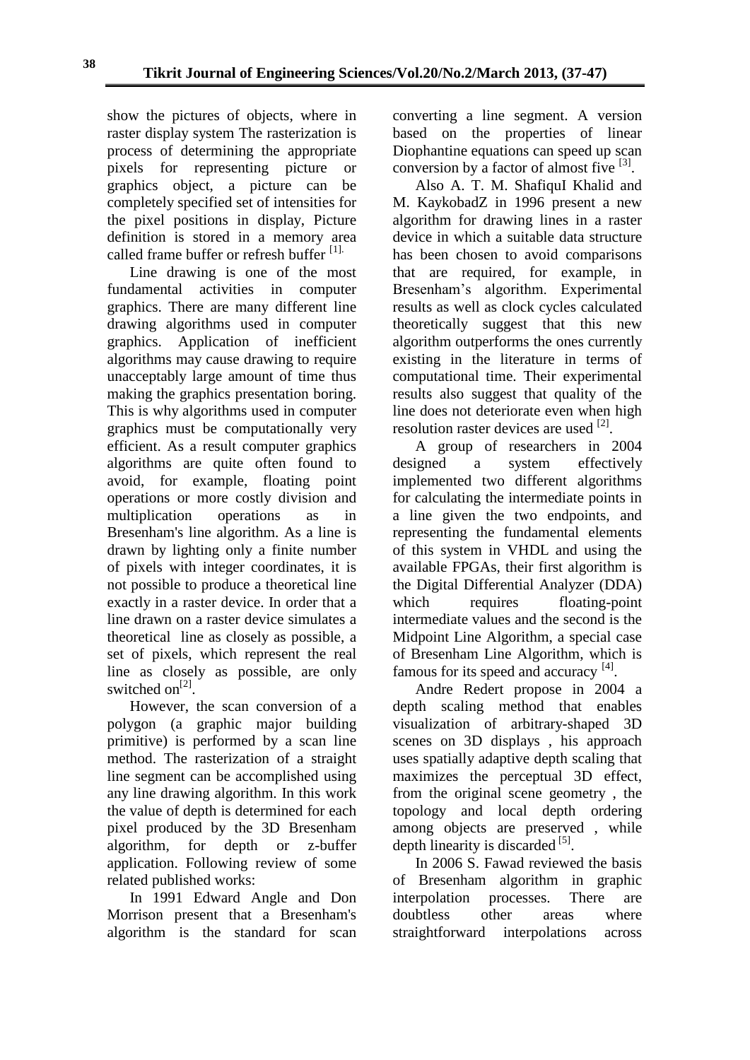show the pictures of objects, where in raster display system The rasterization is process of determining the appropriate pixels for representing picture or graphics object, a picture can be completely specified set of intensities for the pixel positions in display, Picture definition is stored in a memory area called frame buffer or refresh buffer [1].

Line drawing is one of the most fundamental activities in computer graphics. There are many different line drawing algorithms used in computer graphics. Application of inefficient algorithms may cause drawing to require unacceptably large amount of time thus making the graphics presentation boring. This is why algorithms used in computer graphics must be computationally very efficient. As a result computer graphics algorithms are quite often found to avoid, for example, floating point operations or more costly division and multiplication operations as in Bresenham's line algorithm. As a line is drawn by lighting only a finite number of pixels with integer coordinates, it is not possible to produce a theoretical line exactly in a raster device. In order that a line drawn on a raster device simulates a theoretical line as closely as possible, a set of pixels, which represent the real line as closely as possible, are only switched on[2].

However, the scan conversion of a polygon (a graphic major building primitive) is performed by a scan line method. The rasterization of a straight line segment can be accomplished using any line drawing algorithm. In this work the value of depth is determined for each pixel produced by the 3D Bresenham algorithm, for depth or z-buffer application. Following review of some related published works:

In 1991 Edward Angle and Don Morrison present that a Bresenham's algorithm is the standard for scan converting a line segment. A version based on the properties of linear Diophantine equations can speed up scan conversion by a factor of almost five [3].

Also A. T. M. ShafiquI Khalid and M. KaykobadZ in 1996 present a new algorithm for drawing lines in a raster device in which a suitable data structure has been chosen to avoid comparisons that are required, for example, in Bresenham's algorithm. Experimental results as well as clock cycles calculated theoretically suggest that this new algorithm outperforms the ones currently existing in the literature in terms of computational time. Their experimental results also suggest that quality of the line does not deteriorate even when high resolution raster devices are used [2].

A group of researchers in 2004 designed a system effectively implemented two different algorithms for calculating the intermediate points in a line given the two endpoints, and representing the fundamental elements of this system in VHDL and using the available FPGAs, their first algorithm is the Digital Differential Analyzer (DDA) which requires floating-point intermediate values and the second is the Midpoint Line Algorithm, a special case of Bresenham Line Algorithm, which is famous for its speed and accuracy [4].

Andre Redert propose in 2004 a depth scaling method that enables visualization of arbitrary-shaped 3D scenes on 3D displays , his approach uses spatially adaptive depth scaling that maximizes the perceptual 3D effect, from the original scene geometry , the topology and local depth ordering among objects are preserved , while depth linearity is discarded [5].

In 2006 S. Fawad reviewed the basis of Bresenham algorithm in graphic interpolation processes. There where doubtless other areas where straightforward interpolations across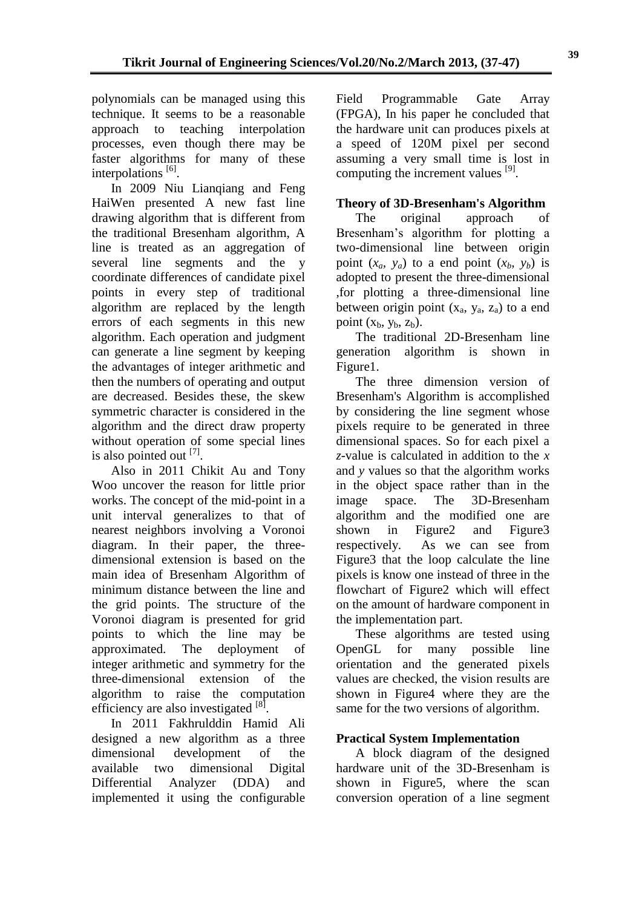polynomials can be managed using this technique. It seems to be a reasonable approach to teaching interpolation processes, even though there may be faster algorithms for many of these interpolations [6].

In 2009 Niu Lianqiang and Feng HaiWen presented A new fast line drawing algorithm that is different from the traditional Bresenham algorithm, A line is treated as an aggregation of several line segments and the y coordinate differences of candidate pixel points in every step of traditional algorithm are replaced by the length errors of each segments in this new algorithm. Each operation and judgment can generate a line segment by keeping the advantages of integer arithmetic and then the numbers of operating and output are decreased. Besides these, the skew symmetric character is considered in the algorithm and the direct draw property without operation of some special lines is also pointed out [7].

Also in 2011 Chikit Au and Tony Woo uncover the reason for little prior works. The concept of the mid-point in a unit interval generalizes to that of nearest neighbors involving a Voronoi diagram. In their paper, the three-dimensional extension is based on the main idea of Bresenham Algorithm of minimum distance between the line and the grid points. The structure of the Voronoi diagram is presented for grid points to which the line may be approximated. The deployment of integer arithmetic and symmetry for the three-dimensional extension of the algorithm to raise the computation efficiency are also investigated [8].

In 2011 Fakhrulddin Hamid Ali designed a new algorithm as a three dimensional development of the available two dimensional Digital Differential Analyzer (DDA) and implemented it using the configurable Field Programmable Gate Array (FPGA), In his paper he concluded that the hardware unit can produces pixels at a speed of 120M pixel per second assuming a very small time is lost in computing the increment values [9].

## Theory of 3D-Bresenham's Algorithm

The original approach of Bresenham's algorithm for plotting a two-dimensional line between origin point ($x_a$, $y_a$) to a end point ($x_b$, $y_b$) is adopted to present the three-dimensional ,for plotting a three-dimensional line between origin point ($x_a$, $y_a$, $z_a$) to a end point ($x_b$, $y_b$, $z_b$).

The traditional 2D-Bresenham line generation algorithm is shown in Figure1.

The three dimension version of Bresenham's Algorithm is accomplished by considering the line segment whose pixels require to be generated in three dimensional spaces. So for each pixel a *z*-value is calculated in addition to the *x* and *y* values so that the algorithm works in the object space rather than in the image space. The 3D-Bresenham algorithm and the modified one are shown in Figure2 and Figure3 respectively. As we can see from Figure3 that the loop calculate the line pixels is know one instead of three in the flowchart of Figure2 which will effect on the amount of hardware component in the implementation part.

These algorithms are tested using OpenGL for many possible line orientation and the generated pixels values are checked, the vision results are shown in Figure4 where they are the same for the two versions of algorithm.

## Practical System Implementation

A block diagram of the designed hardware unit of the 3D-Bresenham is shown in Figure5, where the scan conversion operation of a line segment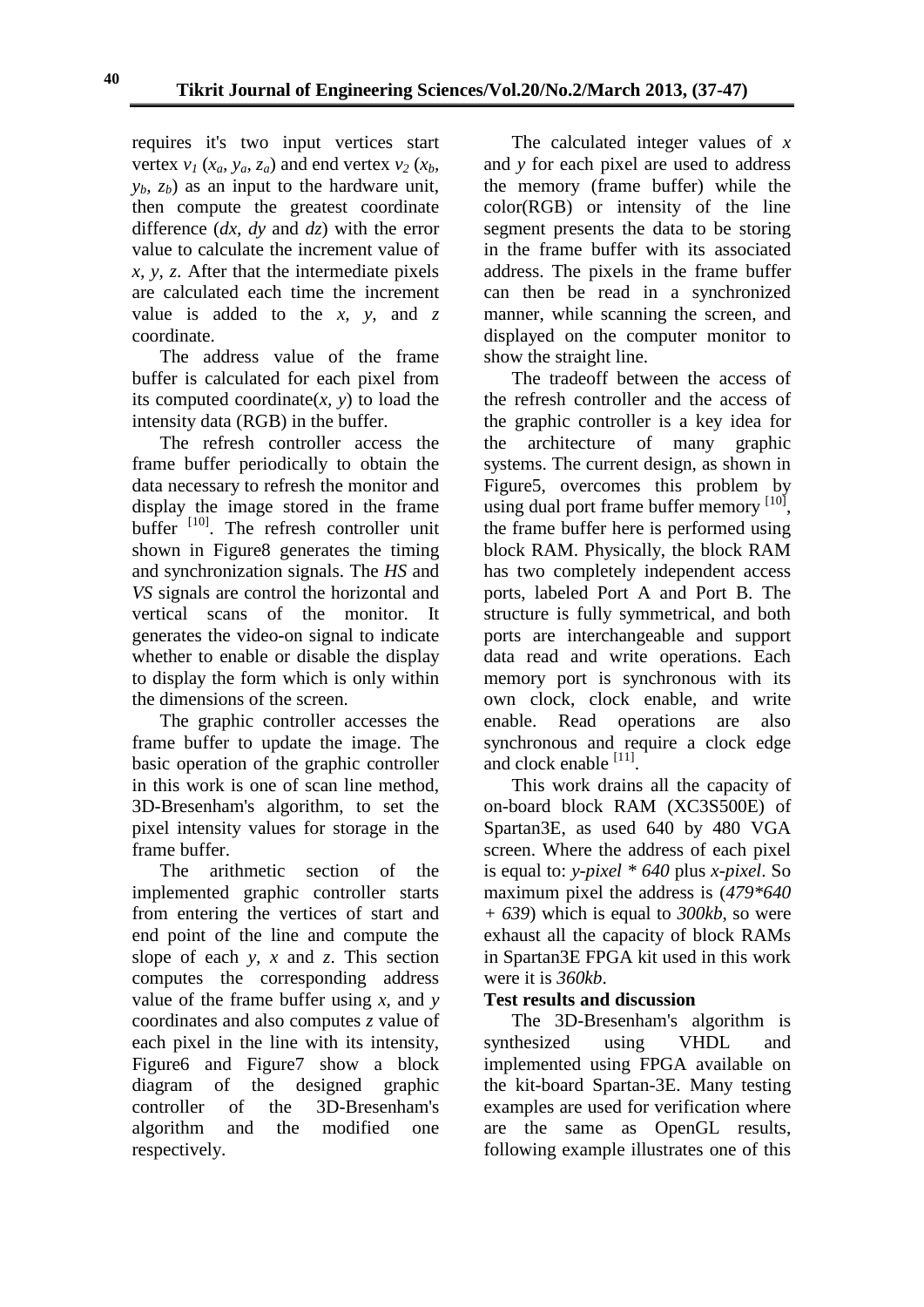requires it's two input vertices start vertex $v_1$ ($x_a$, $y_a$, $z_a$) and end vertex $v_2$ ($x_b$, $y_b$, $z_b$) as an input to the hardware unit, then compute the greatest coordinate difference ($dx$, $dy$ and $dz$) with the error value to calculate the increment value of $x$, $y$, $z$. After that the intermediate pixels are calculated each time the increment value is added to the $x$, $y$, and $z$ coordinate.

The address value of the frame buffer is calculated for each pixel from its computed coordinate($x$, $y$) to load the intensity data (RGB) in the buffer.

The refresh controller access the frame buffer periodically to obtain the data necessary to refresh the monitor and display the image stored in the frame buffer [10]. The refresh controller unit shown in Figure8 generates the timing and synchronization signals. The *HS* and *VS* signals are control the horizontal and vertical scans of the monitor. It generates the video-on signal to indicate whether to enable or disable the display to display the form which is only within the dimensions of the screen.

The graphic controller accesses the frame buffer to update the image. The basic operation of the graphic controller in this work is one of scan line method, 3D-Bresenham's algorithm, to set the pixel intensity values for storage in the frame buffer.

The arithmetic section of the implemented graphic controller starts from entering the vertices of start and end point of the line and compute the slope of each $y$, $x$ and $z$. This section computes the corresponding address value of the frame buffer using $x$, and $y$ coordinates and also computes $z$ value of each pixel in the line with its intensity, Figure6 and Figure7 show a block diagram of the designed graphic controller of the 3D-Bresenham's algorithm and the modified one respectively.

The calculated integer values of $x$ and $y$ for each pixel are used to address the memory (frame buffer) while the color(RGB) or intensity of the line segment presents the data to be storing in the frame buffer with its associated address. The pixels in the frame buffer can then be read in a synchronized manner, while scanning the screen, and displayed on the computer monitor to show the straight line.

The tradeoff between the access of the refresh controller and the access of the graphic controller is a key idea for the architecture of many graphic systems. The current design, as shown in Figure5, overcomes this problem by using dual port frame buffer memory [10], the frame buffer here is performed using block RAM. Physically, the block RAM has two completely independent access ports, labeled Port A and Port B. The structure is fully symmetrical, and both ports are interchangeable and support data read and write operations. Each memory port is synchronous with its own clock, clock enable, and write enable. Read operations are also synchronous and require a clock edge and clock enable [11].

This work drains all the capacity of on-board block RAM (XC3S500E) of Spartan3E, as used 640 by 480 VGA screen. Where the address of each pixel is equal to: *y-pixel \* 640* plus *x-pixel*. So maximum pixel the address is (*479\*640 + 639*) which is equal to *300kb*, so were exhaust all the capacity of block RAMs in Spartan3E FPGA kit used in this work were it is *360kb*.

**Test results and discussion**

The 3D-Bresenham's algorithm is synthesized using VHDL and implemented using FPGA available on the kit-board Spartan-3E. Many testing examples are used for verification where are the same as OpenGL results, following example illustrates one of this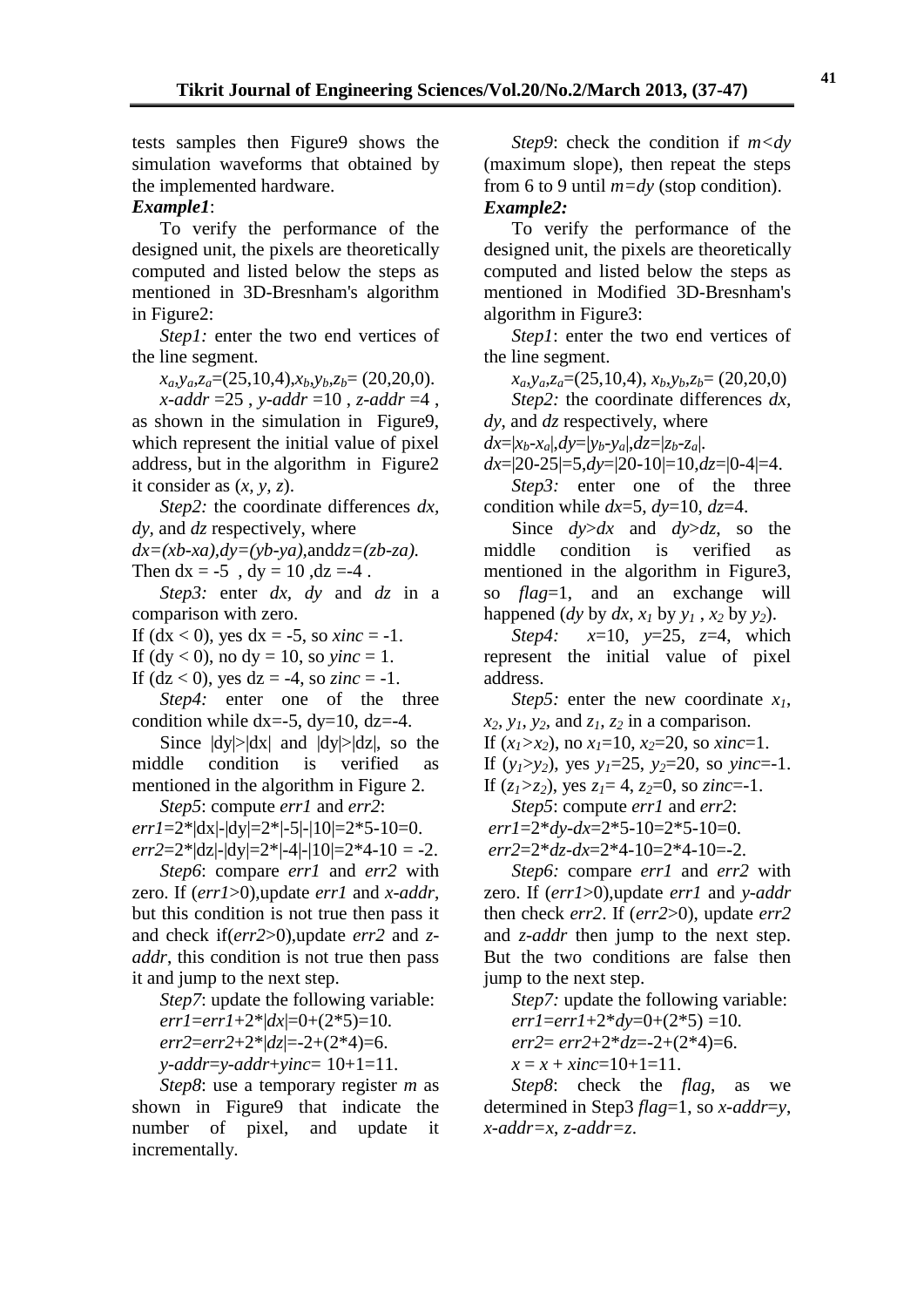tests samples then Figure9 shows the simulation waveforms that obtained by the implemented hardware.

***Example1***:

To verify the performance of the designed unit, the pixels are theoretically computed and listed below the steps as mentioned in 3D-Bresnham's algorithm in Figure2:

*Step1:* enter the two end vertices of the line segment.

$x_a,y_a,z_a$=(25,10,4),$x_b,y_b,z_b$= (20,20,0).

*x-addr* =25 , *y-addr* =10 , *z-addr* =4 , as shown in the simulation in Figure9, which represent the initial value of pixel address, but in the algorithm in Figure2 it consider as (*x, y, z*).

*Step2:* the coordinate differences *dx, dy*, and *dz* respectively, where

*dx=(xb-xa),dy=(yb-ya),*and*dz=(zb-za).*

Then dx = -5 , dy = 10 ,dz =-4 .

*Step3:* enter *dx, dy* and *dz* in a comparison with zero.

If (dx < 0), yes dx = -5, so *xinc* = -1.

If (dy < 0), no dy = 10, so *yinc* = 1.

If (dz < 0), yes dz = -4, so *zinc* = -1.

*Step4:* enter one of the three condition while dx=-5, dy=10, dz=-4.

Since |dy|>|dx| and |dy|>|dz|, so the middle condition is verified as mentioned in the algorithm in Figure 2.

*Step5*: compute *err1* and *err2*:

*err1*=2*|dx|-|dy|=2*|-5|-|10|=2*5-10=0.

*err2*=2*|dz|-|dy|=2*|-4|-|10|=2*4-10 = -2.

*Step6*: compare *err1* and *err2* with zero. If (*err1*>0),update *err1* and *x-addr*, but this condition is not true then pass it and check if(*err2*>0),update *err2* and *z-addr*, this condition is not true then pass it and jump to the next step.

*Step7*: update the following variable:

*err1*=*err1*+2*|*dx*|=0+(2*5)=10.

*err2*=*err2*+2*|*dz*|=-2+(2*4)=6.

*y-addr*=*y-addr*+*yinc*= 10+1=11.

*Step8*: use a temporary register *m* as shown in Figure9 that indicate the number of pixel, and update it incrementally.

*Step9*: check the condition if *m<dy* (maximum slope), then repeat the steps from 6 to 9 until *m=dy* (stop condition).

***Example2:***

To verify the performance of the designed unit, the pixels are theoretically computed and listed below the steps as mentioned in Modified 3D-Bresnham's algorithm in Figure3:

*Step1*: enter the two end vertices of the line segment.

$x_a,y_a,z_a$=(25,10,4), $x_b,y_b,z_b$= (20,20,0)

*Step2:* the coordinate differences *dx, dy*, and *dz* respectively, where

*dx*=|$x_b$-$x_a$|,*dy*=|$y_b$-$y_a$|,*dz*=|$z_b$-$z_a$|.

*dx*=|20-25|=5,*dy*=|20-10|=10,*dz*=|0-4|=4.

*Step3:* enter one of the three condition while *dx*=5, *dy*=10, *dz*=4.

Since *dy*>*dx* and *dy*>*dz*, so the middle condition is verified as mentioned in the algorithm in Figure3, so *flag*=1, and an exchange will happened (*dy* by *dx*, $x_1$ by $y_1$ , $x_2$ by $y_2$).

*Step4:* *x*=10, *y*=25, *z*=4, which represent the initial value of pixel address.

*Step5:* enter the new coordinate $x_1$, $x_2$, $y_1$, $y_2$, and $z_1$, $z_2$ in a comparison.

If ($x_1$>$x_2$), no $x_1$=10, $x_2$=20, so *xinc*=1.

If ($y_1$>$y_2$), yes $y_1$=25, $y_2$=20, so *yinc*=-1.

If ($z_1$>$z_2$), yes $z_1$= 4, $z_2$=0, so *zinc*=-1.

*Step5*: compute *err1* and *err2*:

*err1*=2\**dy*-*dx*=2*5-10=2*5-10=0.

*err2*=2\**dz*-*dx*=2*4-10=2*4-10=-2.

*Step6:* compare *err1* and *err2* with zero. If (*err1*>0),update *err1* and *y-addr* then check *err2*. If (*err2*>0), update *err2* and *z-addr* then jump to the next step. But the two conditions are false then jump to the next step.

*Step7:* update the following variable:

*err1*=*err1*+2\**dy*=0+(2*5) =10.

*err2*= *err2*+2\**dz*=-2+(2*4)=6.

*x = x + xinc*=10+1=11.

*Step8*: check the *flag*, as we determined in Step3 *flag*=1, so *x-addr*=*y*, *x-addr=x*, *z-addr=z*.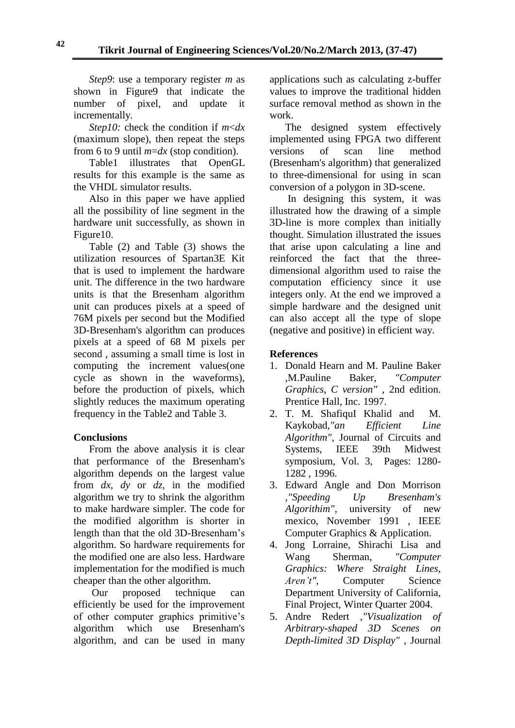*Step9*: use a temporary register $m$ as shown in Figure9 that indicate the number of pixel, and update it incrementally.

*Step10:* check the condition if $m<dx$ (maximum slope), then repeat the steps from 6 to 9 until $m=dx$ (stop condition).

Table1 illustrates that OpenGL results for this example is the same as the VHDL simulator results.

Also in this paper we have applied all the possibility of line segment in the hardware unit successfully, as shown in Figure10.

Table (2) and Table (3) shows the utilization resources of Spartan3E Kit that is used to implement the hardware unit. The difference in the two hardware units is that the Bresenham algorithm unit can produces pixels at a speed of 76M pixels per second but the Modified 3D-Bresenham's algorithm can produces pixels at a speed of 68 M pixels per second , assuming a small time is lost in computing the increment values(one cycle as shown in the waveforms), before the production of pixels, which slightly reduces the maximum operating frequency in the Table2 and Table 3.

**Conclusions**

From the above analysis it is clear that performance of the Bresenham's algorithm depends on the largest value from $dx$, $dy$ or $dz$, in the modified algorithm we try to shrink the algorithm to make hardware simpler. The code for the modified algorithm is shorter in length than that the old 3D-Bresenham's algorithm. So hardware requirements for the modified one are also less. Hardware implementation for the modified is much cheaper than the other algorithm.

Our proposed technique can efficiently be used for the improvement of other computer graphics primitive's algorithm which use Bresenham's algorithm, and can be used in many applications such as calculating z-buffer values to improve the traditional hidden surface removal method as shown in the work.

The designed system effectively implemented using FPGA two different versions of scan line method (Bresenham's algorithm) that generalized to three-dimensional for using in scan conversion of a polygon in 3D-scene.

In designing this system, it was illustrated how the drawing of a simple 3D-line is more complex than initially thought. Simulation illustrated the issues that arise upon calculating a line and reinforced the fact that the three-dimensional algorithm used to raise the computation efficiency since it use integers only. At the end we improved a simple hardware and the designed unit can also accept all the type of slope (negative and positive) in efficient way.

**References**

1. Donald Hearn and M. Pauline Baker ,M.Pauline Baker, *"Computer Graphics, C version"* , 2nd edition. Prentice Hall, Inc. 1997.
2. T. M. ShafiquI Khalid and M. Kaykobad,*"an Efficient Line Algorithm"*, Journal of Circuits and Systems, IEEE 39th Midwest symposium, Vol. 3, Pages: 1280-1282 , 1996.
3. Edward Angle and Don Morrison ,*"Speeding Up Bresenham's Algorithim"*, university of new mexico, November 1991 , IEEE Computer Graphics & Application.
4. Jong Lorraine, Shirachi Lisa and Wang Sherman, *"Computer Graphics: Where Straight Lines, Aren't"*, Computer Science Department University of California, Final Project, Winter Quarter 2004.
5. Andre Redert ,*"Visualization of Arbitrary-shaped 3D Scenes on Depth-limited 3D Display"* , Journal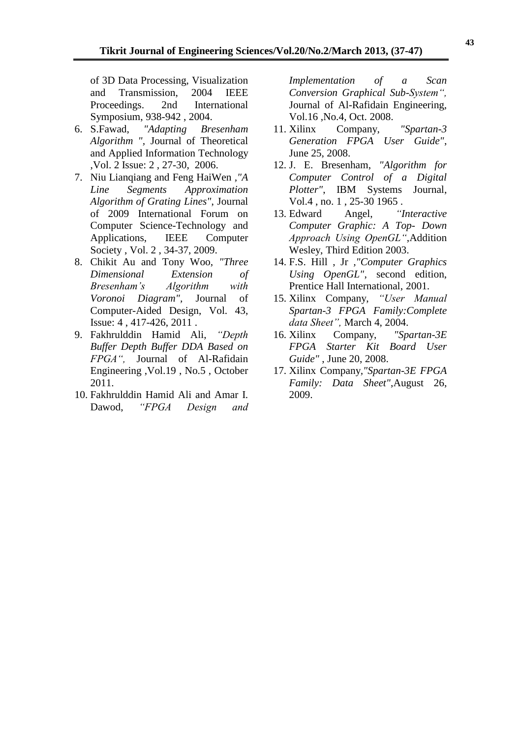of 3D Data Processing, Visualization and Transmission, 2004 IEEE Proceedings. 2nd International Symposium, 938-942 , 2004.

6. S.Fawad, *"Adapting Bresenham Algorithm "*, Journal of Theoretical and Applied Information Technology ,Vol. 2 Issue: 2 , 27-30, 2006.
7. Niu Lianqiang and Feng HaiWen ,*"A Line Segments Approximation Algorithm of Grating Lines"*, Journal of 2009 International Forum on Computer Science-Technology and Applications, IEEE Computer Society , Vol. 2 , 34-37, 2009.
8. Chikit Au and Tony Woo, *"Three Dimensional Extension of Bresenham's Algorithm with Voronoi Diagram"*, Journal of Computer-Aided Design, Vol. 43, Issue: 4 , 417-426, 2011 .
9. Fakhrulddin Hamid Ali, *"Depth Buffer Depth Buffer DDA Based on FPGA",* Journal of Al-Rafidain Engineering ,Vol.19 , No.5 , October 2011.
10. Fakhrulddin Hamid Ali and Amar I. Dawod, *"FPGA Design and Implementation of a Scan Conversion Graphical Sub-System",* Journal of Al-Rafidain Engineering, Vol.16 ,No.4, Oct. 2008.
11. Xilinx Company, *"Spartan-3 Generation FPGA User Guide"*, June 25, 2008.
12. J. E. Bresenham, *"Algorithm for Computer Control of a Digital Plotter"*, IBM Systems Journal, Vol.4 , no. 1 , 25-30 1965 .
13. Edward Angel, *"Interactive Computer Graphic: A Top- Down Approach Using OpenGL",*Addition Wesley, Third Edition 2003.
14. F.S. Hill , Jr ,*"Computer Graphics Using OpenGL"*, second edition, Prentice Hall International, 2001.
15. Xilinx Company, *"User Manual Spartan-3 FPGA Family:Complete data Sheet",* March 4, 2004.
16. Xilinx Company, *"Spartan-3E FPGA Starter Kit Board User Guide"* , June 20, 2008.
17. Xilinx Company,*"Spartan-3E FPGA Family: Data Sheet"*,August 26, 2009.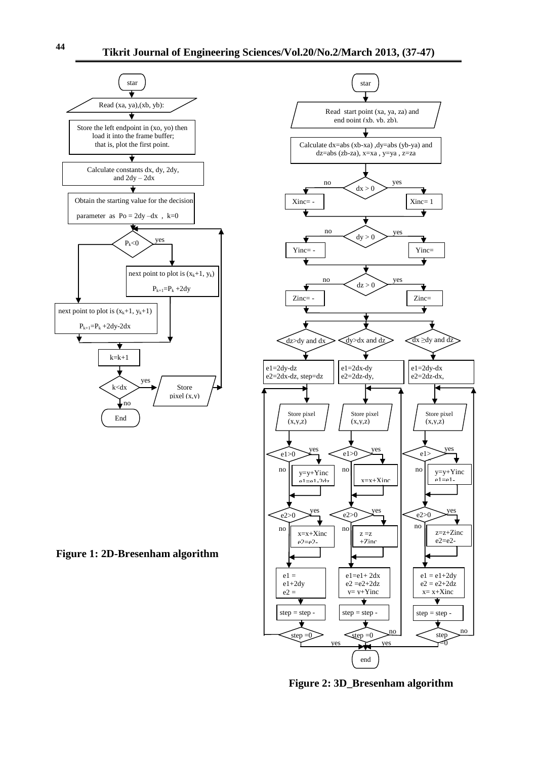star

Read (xa, ya),(xb, yb):

Store the left endpoint in (xo, yo) then load it into the frame buffer; that is, plot the first point.

Calculate constants dx, dy, 2dy, and 2dy – 2dx

Obtain the starting value for the decision parameter as Po = 2dy –dx , k=0

$P_k<0$ — yes / no

next point to plot is $(x_k+1, y_k)$

$P_{k+1}=P_k +2dy$

next point to plot is $(x_k+1, y_k+1)$

$P_{k+1}=P_k +2dy-2dx$

k=k+1

k<dx — yes: Store pixel (x,y) — no: End

**Figure 1: 2D-Bresenham algorithm**

star

Read start point (xa, ya, za) and end point (xb, yb, zb).

Calculate dx=abs (xb-xa) ,dy=abs (yb-ya) and dz=abs (zb-za), x=xa , y=ya , z=za

dx > 0 — no: Xinc= - — yes: Xinc= 1

dy > 0 — no: Yinc= - — yes: Yinc=

dz > 0 — no: Zinc= - — yes: Zinc=

dz>dy and dx | dy>dx and dz | dx ≥dy and dz

e1=2dy-dz e2=2dx-dz, step=dz | e1=2dx-dy e2=2dz-dy, | e1=2dy-dx e2=2dz-dx,

Store pixel (x,y,z) | Store pixel (x,y,z) | Store pixel (x,y,z)

e1>0 — yes: y=y+Yinc e1=e1-2dz — no | e1>0 — yes: x=x+Xinc — no | e1> — yes: y=y+Yinc e1=e1- — no

e2>0 — yes: x=x+Xinc e2=e2- — no | e2>0 — yes: z =z +Zinc — no | e2>0 — yes: z=z+Zinc e2=e2- — no

e1 = e1+2dy e2 = | e1=e1+ 2dx e2 =e2+2dz y= y+Yinc | e1 = e1+2dy e2 = e2+2dz x= x+Xinc

step = step - | step = step - | step = step -

step =0 — no / yes | step =0 — no / yes | step =0 — no / yes

end

**Figure 2: 3D_Bresenham algorithm**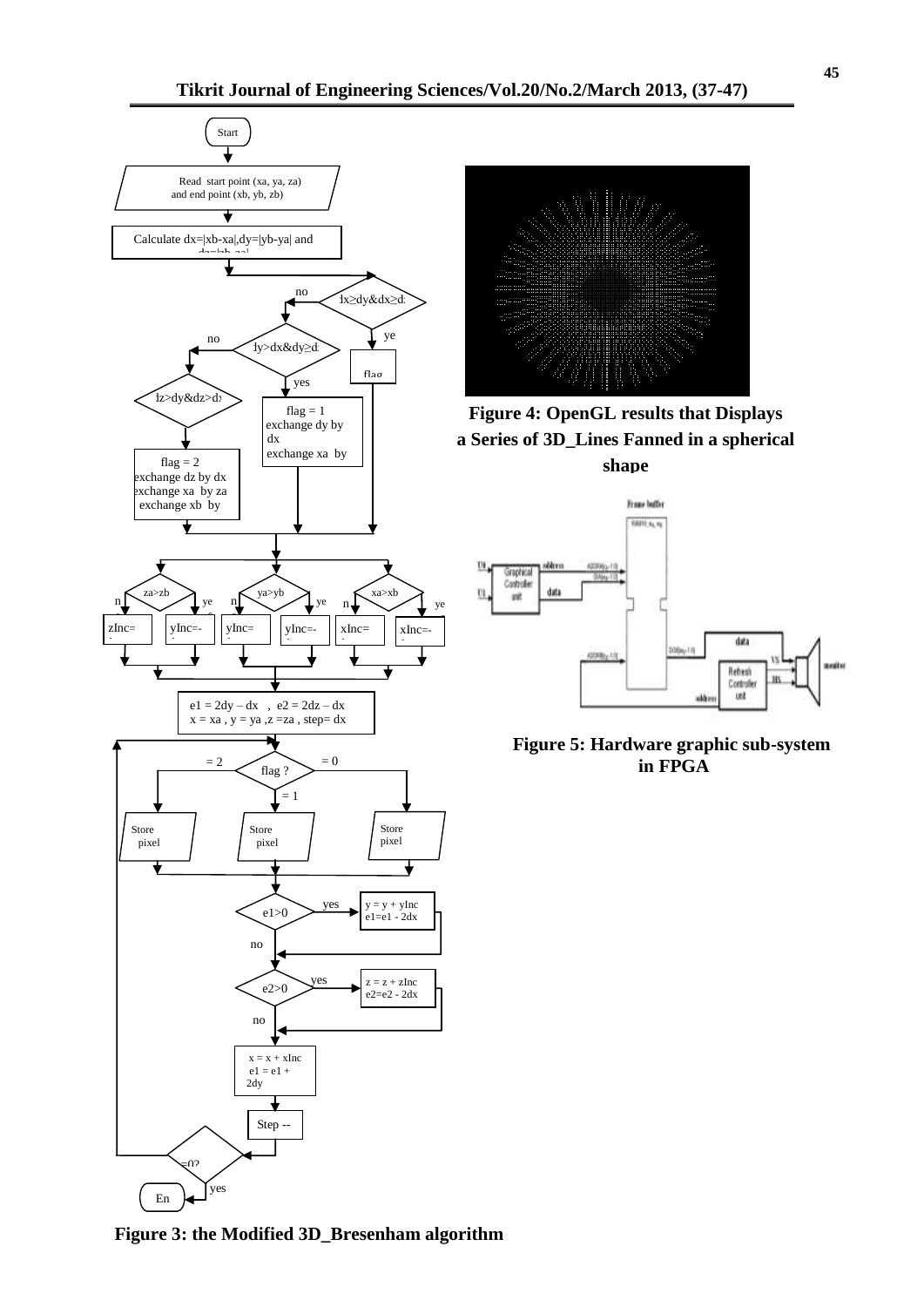Figure 3: the Modified 3D_Bresenham algorithm

Figure 4: OpenGL results that Displays a Series of 3D_Lines Fanned in a spherical shape

Figure 5: Hardware graphic sub-system in FPGA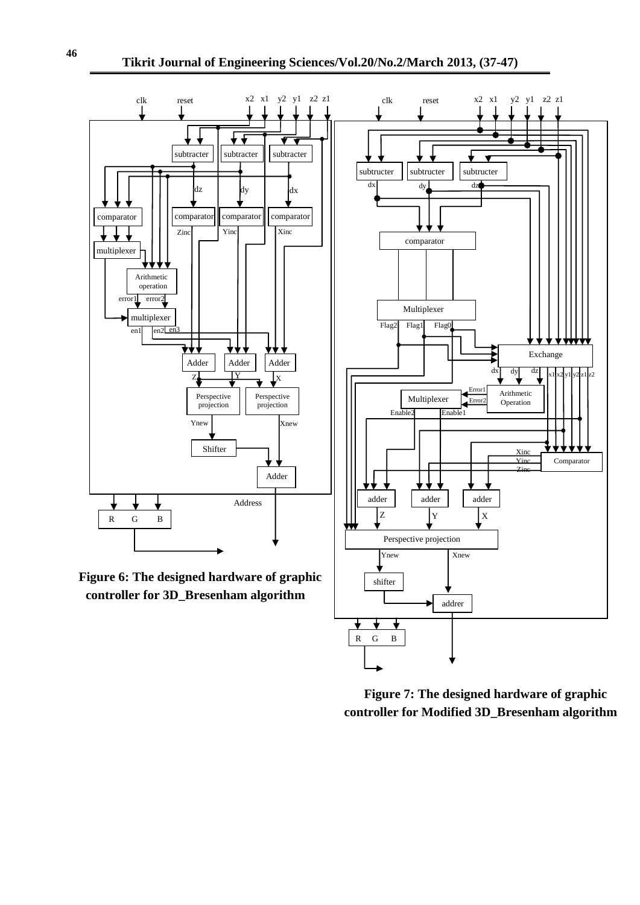**Figure 6: The designed hardware of graphic controller for 3D_Bresenham algorithm**

**Figure 7: The designed hardware of graphic controller for Modified 3D_Bresenham algorithm**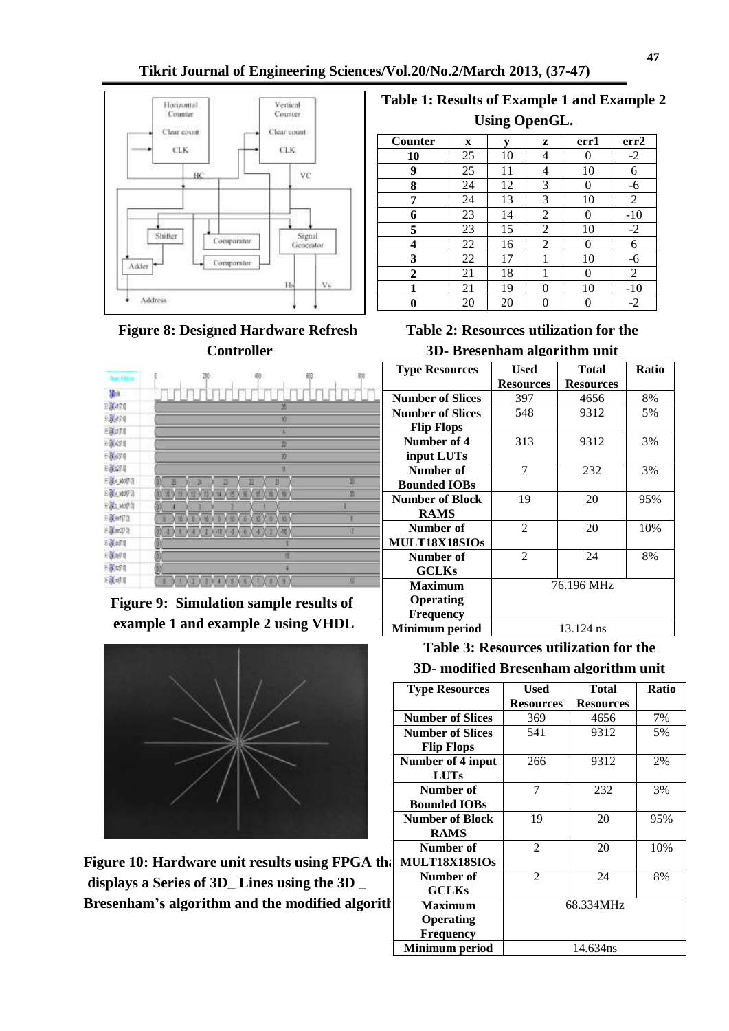Horizontal Counter

Clear count

CLK

Vertical Counter

Clear count

CLK

HC

VC

Shifter

Comparator

Signal Generator

Adder

Comparator

Hs

Vs

Address

**Figure 8: Designed Hardware Refresh Controller**

**Figure 9: Simulation sample results of example 1 and example 2 using VHDL**

**Figure 10: Hardware unit results using FPGA that displays a Series of 3D_ Lines using the 3D _ Bresenham's algorithm and the modified algorithm**

**Table 1: Results of Example 1 and Example 2 Using OpenGL.**

| Counter | x | y | z | err1 | err2 |
|---|---|---|---|---|---|
| **10** | 25 | 10 | 4 | 0 | -2 |
| **9** | 25 | 11 | 4 | 10 | 6 |
| **8** | 24 | 12 | 3 | 0 | -6 |
| **7** | 24 | 13 | 3 | 10 | 2 |
| **6** | 23 | 14 | 2 | 0 | -10 |
| **5** | 23 | 15 | 2 | 10 | -2 |
| **4** | 22 | 16 | 2 | 0 | 6 |
| **3** | 22 | 17 | 1 | 10 | -6 |
| **2** | 21 | 18 | 1 | 0 | 2 |
| **1** | 21 | 19 | 0 | 10 | -10 |
| **0** | 20 | 20 | 0 | 0 | -2 |

**Table 2: Resources utilization for the 3D- Bresenham algorithm unit**

| Type Resources | Used Resources | Total Resources | Ratio |
|---|---|---|---|
| **Number of Slices** | 397 | 4656 | 8% |
| **Number of Slices Flip Flops** | 548 | 9312 | 5% |
| **Number of 4 input LUTs** | 313 | 9312 | 3% |
| **Number of Bounded IOBs** | 7 | 232 | 3% |
| **Number of Block RAMS** | 19 | 20 | 95% |
| **Number of MULT18X18SIOs** | 2 | 20 | 10% |
| **Number of GCLKs** | 2 | 24 | 8% |
| **Maximum Operating Frequency** | 76.196 MHz | | |
| **Minimum period** | 13.124 ns | | |

**Table 3: Resources utilization for the 3D- modified Bresenham algorithm unit**

| Type Resources | Used Resources | Total Resources | Ratio |
|---|---|---|---|
| **Number of Slices** | 369 | 4656 | 7% |
| **Number of Slices Flip Flops** | 541 | 9312 | 5% |
| **Number of 4 input LUTs** | 266 | 9312 | 2% |
| **Number of Bounded IOBs** | 7 | 232 | 3% |
| **Number of Block RAMS** | 19 | 20 | 95% |
| **Number of MULT18X18SIOs** | 2 | 20 | 10% |
| **Number of GCLKs** | 2 | 24 | 8% |
| **Maximum Operating Frequency** | 68.334MHz | | |
| **Minimum period** | 14.634ns | | |